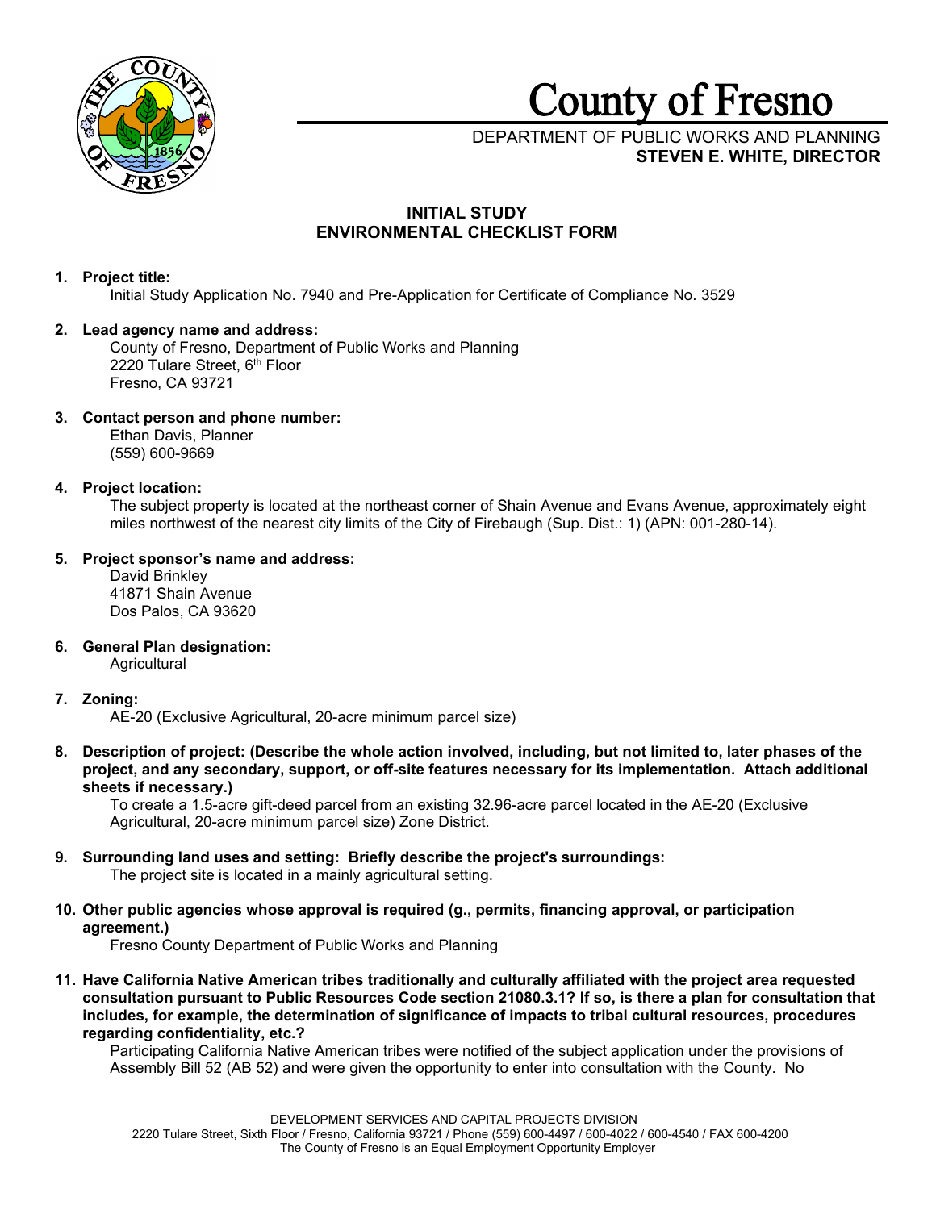# County of Fresno

DEPARTMENT OF PUBLIC WORKS AND PLANNING
**STEVEN E. WHITE, DIRECTOR**

## INITIAL STUDY
## ENVIRONMENTAL CHECKLIST FORM

1. **Project title:**
   Initial Study Application No. 7940 and Pre-Application for Certificate of Compliance No. 3529

2. **Lead agency name and address:**
   County of Fresno, Department of Public Works and Planning
   2220 Tulare Street, 6th Floor
   Fresno, CA 93721

3. **Contact person and phone number:**
   Ethan Davis, Planner
   (559) 600-9669

4. **Project location:**
   The subject property is located at the northeast corner of Shain Avenue and Evans Avenue, approximately eight miles northwest of the nearest city limits of the City of Firebaugh (Sup. Dist.: 1) (APN: 001-280-14).

5. **Project sponsor's name and address:**
   David Brinkley
   41871 Shain Avenue
   Dos Palos, CA 93620

6. **General Plan designation:**
   Agricultural

7. **Zoning:**
   AE-20 (Exclusive Agricultural, 20-acre minimum parcel size)

8. **Description of project: (Describe the whole action involved, including, but not limited to, later phases of the project, and any secondary, support, or off-site features necessary for its implementation. Attach additional sheets if necessary.)**
   To create a 1.5-acre gift-deed parcel from an existing 32.96-acre parcel located in the AE-20 (Exclusive Agricultural, 20-acre minimum parcel size) Zone District.

9. **Surrounding land uses and setting: Briefly describe the project's surroundings:**
   The project site is located in a mainly agricultural setting.

10. **Other public agencies whose approval is required (g., permits, financing approval, or participation agreement.)**
    Fresno County Department of Public Works and Planning

11. **Have California Native American tribes traditionally and culturally affiliated with the project area requested consultation pursuant to Public Resources Code section 21080.3.1? If so, is there a plan for consultation that includes, for example, the determination of significance of impacts to tribal cultural resources, procedures regarding confidentiality, etc.?**
    Participating California Native American tribes were notified of the subject application under the provisions of Assembly Bill 52 (AB 52) and were given the opportunity to enter into consultation with the County. No

DEVELOPMENT SERVICES AND CAPITAL PROJECTS DIVISION
2220 Tulare Street, Sixth Floor / Fresno, California 93721 / Phone (559) 600-4497 / 600-4022 / 600-4540 / FAX 600-4200
The County of Fresno is an Equal Employment Opportunity Employer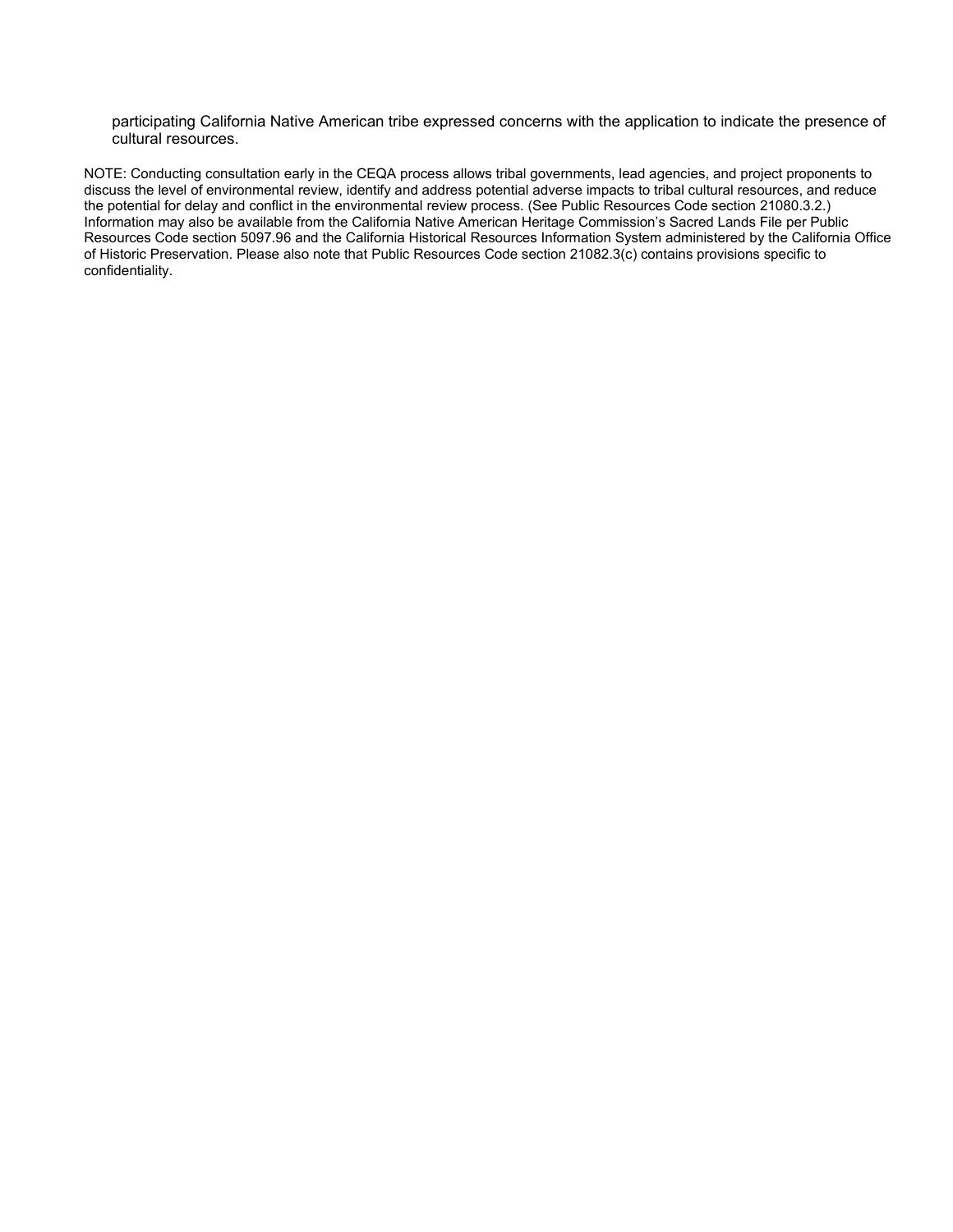participating California Native American tribe expressed concerns with the application to indicate the presence of cultural resources.

NOTE: Conducting consultation early in the CEQA process allows tribal governments, lead agencies, and project proponents to discuss the level of environmental review, identify and address potential adverse impacts to tribal cultural resources, and reduce the potential for delay and conflict in the environmental review process. (See Public Resources Code section 21080.3.2.) Information may also be available from the California Native American Heritage Commission's Sacred Lands File per Public Resources Code section 5097.96 and the California Historical Resources Information System administered by the California Office of Historic Preservation. Please also note that Public Resources Code section 21082.3(c) contains provisions specific to confidentiality.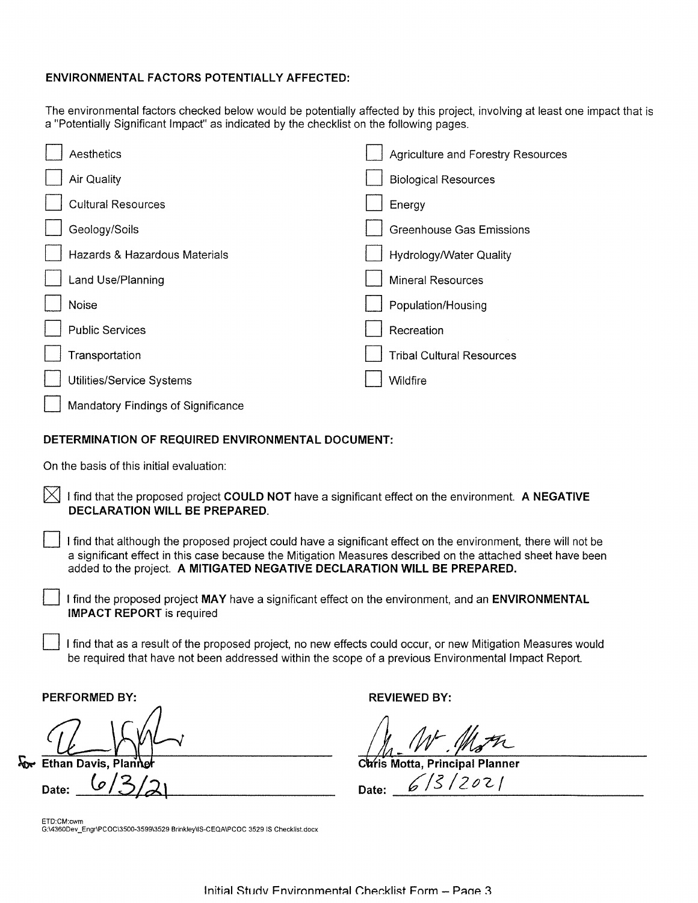**ENVIRONMENTAL FACTORS POTENTIALLY AFFECTED:**

The environmental factors checked below would be potentially affected by this project, involving at least one impact that is a "Potentially Significant Impact" as indicated by the checklist on the following pages.

- ☐ Aesthetics
- ☐ Agriculture and Forestry Resources
- ☐ Air Quality
- ☐ Biological Resources
- ☐ Cultural Resources
- ☐ Energy
- ☐ Geology/Soils
- ☐ Greenhouse Gas Emissions
- ☐ Hazards & Hazardous Materials
- ☐ Hydrology/Water Quality
- ☐ Land Use/Planning
- ☐ Mineral Resources
- ☐ Noise
- ☐ Population/Housing
- ☐ Public Services
- ☐ Recreation
- ☐ Transportation
- ☐ Tribal Cultural Resources
- ☐ Utilities/Service Systems
- ☐ Wildfire
- ☐ Mandatory Findings of Significance

**DETERMINATION OF REQUIRED ENVIRONMENTAL DOCUMENT:**

On the basis of this initial evaluation:

☒ I find that the proposed project **COULD NOT** have a significant effect on the environment. **A NEGATIVE DECLARATION WILL BE PREPARED.**

☐ I find that although the proposed project could have a significant effect on the environment, there will not be a significant effect in this case because the Mitigation Measures described on the attached sheet have been added to the project. **A MITIGATED NEGATIVE DECLARATION WILL BE PREPARED.**

☐ I find the proposed project **MAY** have a significant effect on the environment, and an **ENVIRONMENTAL IMPACT REPORT** is required

☐ I find that as a result of the proposed project, no new effects could occur, or new Mitigation Measures would be required that have not been addressed within the scope of a previous Environmental Impact Report.

**PERFORMED BY:**

for **Ethan Davis, Planner**

**Date:** 6/3/21

**REVIEWED BY:**

**Chris Motta, Principal Planner**

**Date:** 6/3/2021

ETD:CM:cwm
G:\4360Dev_Engr\PCOC\3500-3599\3529 Brinkley\IS-CEQA\PCOC 3529 IS Checklist.docx

Initial Study Environmental Checklist Form – Page 3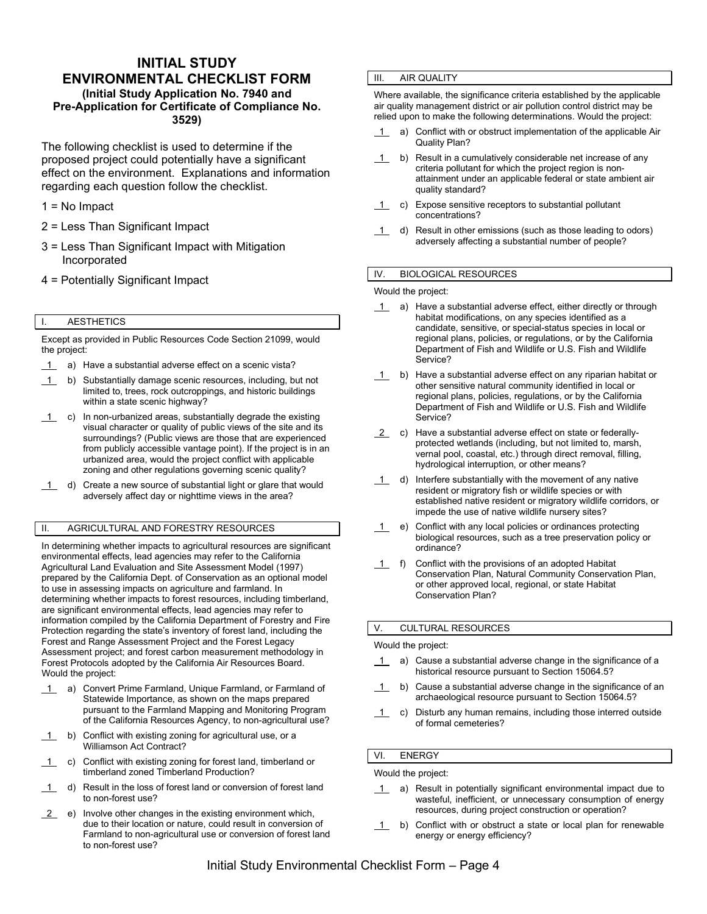# INITIAL STUDY ENVIRONMENTAL CHECKLIST FORM

**(Initial Study Application No. 7940 and Pre-Application for Certificate of Compliance No. 3529)**

The following checklist is used to determine if the proposed project could potentially have a significant effect on the environment. Explanations and information regarding each question follow the checklist.

1 = No Impact

2 = Less Than Significant Impact

3 = Less Than Significant Impact with Mitigation Incorporated

4 = Potentially Significant Impact

## I. AESTHETICS

Except as provided in Public Resources Code Section 21099, would the project:

1 a) Have a substantial adverse effect on a scenic vista?

1 b) Substantially damage scenic resources, including, but not limited to, trees, rock outcroppings, and historic buildings within a state scenic highway?

1 c) In non-urbanized areas, substantially degrade the existing visual character or quality of public views of the site and its surroundings? (Public views are those that are experienced from publicly accessible vantage point). If the project is in an urbanized area, would the project conflict with applicable zoning and other regulations governing scenic quality?

1 d) Create a new source of substantial light or glare that would adversely affect day or nighttime views in the area?

## II. AGRICULTURAL AND FORESTRY RESOURCES

In determining whether impacts to agricultural resources are significant environmental effects, lead agencies may refer to the California Agricultural Land Evaluation and Site Assessment Model (1997) prepared by the California Dept. of Conservation as an optional model to use in assessing impacts on agriculture and farmland. In determining whether impacts to forest resources, including timberland, are significant environmental effects, lead agencies may refer to information compiled by the California Department of Forestry and Fire Protection regarding the state's inventory of forest land, including the Forest and Range Assessment Project and the Forest Legacy Assessment project; and forest carbon measurement methodology in Forest Protocols adopted by the California Air Resources Board. Would the project:

1 a) Convert Prime Farmland, Unique Farmland, or Farmland of Statewide Importance, as shown on the maps prepared pursuant to the Farmland Mapping and Monitoring Program of the California Resources Agency, to non-agricultural use?

1 b) Conflict with existing zoning for agricultural use, or a Williamson Act Contract?

1 c) Conflict with existing zoning for forest land, timberland or timberland zoned Timberland Production?

1 d) Result in the loss of forest land or conversion of forest land to non-forest use?

2 e) Involve other changes in the existing environment which, due to their location or nature, could result in conversion of Farmland to non-agricultural use or conversion of forest land to non-forest use?

## III. AIR QUALITY

Where available, the significance criteria established by the applicable air quality management district or air pollution control district may be relied upon to make the following determinations. Would the project:

1 a) Conflict with or obstruct implementation of the applicable Air Quality Plan?

1 b) Result in a cumulatively considerable net increase of any criteria pollutant for which the project region is non-attainment under an applicable federal or state ambient air quality standard?

1 c) Expose sensitive receptors to substantial pollutant concentrations?

1 d) Result in other emissions (such as those leading to odors) adversely affecting a substantial number of people?

## IV. BIOLOGICAL RESOURCES

Would the project:

1 a) Have a substantial adverse effect, either directly or through habitat modifications, on any species identified as a candidate, sensitive, or special-status species in local or regional plans, policies, or regulations, or by the California Department of Fish and Wildlife or U.S. Fish and Wildlife Service?

1 b) Have a substantial adverse effect on any riparian habitat or other sensitive natural community identified in local or regional plans, policies, regulations, or by the California Department of Fish and Wildlife or U.S. Fish and Wildlife Service?

2 c) Have a substantial adverse effect on state or federally-protected wetlands (including, but not limited to, marsh, vernal pool, coastal, etc.) through direct removal, filling, hydrological interruption, or other means?

1 d) Interfere substantially with the movement of any native resident or migratory fish or wildlife species or with established native resident or migratory wildlife corridors, or impede the use of native wildlife nursery sites?

1 e) Conflict with any local policies or ordinances protecting biological resources, such as a tree preservation policy or ordinance?

1 f) Conflict with the provisions of an adopted Habitat Conservation Plan, Natural Community Conservation Plan, or other approved local, regional, or state Habitat Conservation Plan?

## V. CULTURAL RESOURCES

Would the project:

1 a) Cause a substantial adverse change in the significance of a historical resource pursuant to Section 15064.5?

1 b) Cause a substantial adverse change in the significance of an archaeological resource pursuant to Section 15064.5?

1 c) Disturb any human remains, including those interred outside of formal cemeteries?

## VI. ENERGY

Would the project:

1 a) Result in potentially significant environmental impact due to wasteful, inefficient, or unnecessary consumption of energy resources, during project construction or operation?

1 b) Conflict with or obstruct a state or local plan for renewable energy or energy efficiency?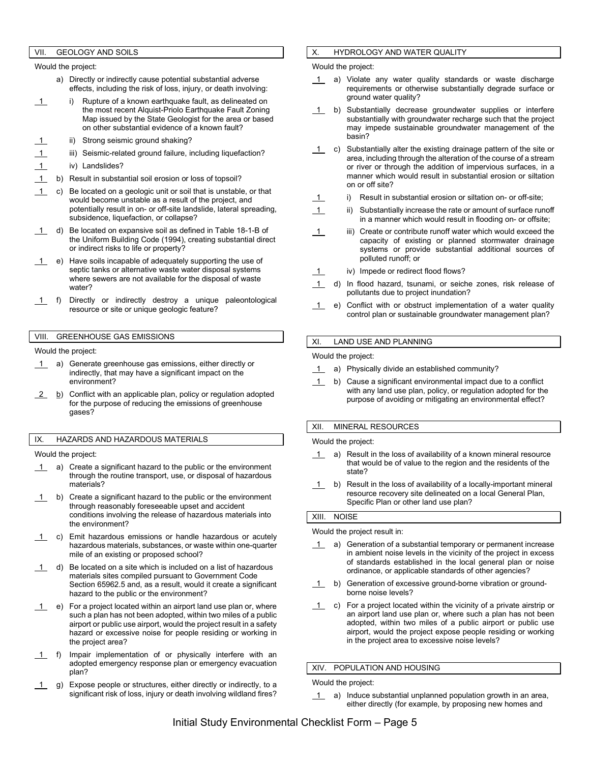## VII. GEOLOGY AND SOILS

Would the project:

a) Directly or indirectly cause potential substantial adverse effects, including the risk of loss, injury, or death involving:

__1__ i) Rupture of a known earthquake fault, as delineated on the most recent Alquist-Priolo Earthquake Fault Zoning Map issued by the State Geologist for the area or based on other substantial evidence of a known fault?

__1__ ii) Strong seismic ground shaking?

__1__ iii) Seismic-related ground failure, including liquefaction?

__1__ iv) Landslides?

__1__ b) Result in substantial soil erosion or loss of topsoil?

__1__ c) Be located on a geologic unit or soil that is unstable, or that would become unstable as a result of the project, and potentially result in on- or off-site landslide, lateral spreading, subsidence, liquefaction, or collapse?

__1__ d) Be located on expansive soil as defined in Table 18-1-B of the Uniform Building Code (1994), creating substantial direct or indirect risks to life or property?

__1__ e) Have soils incapable of adequately supporting the use of septic tanks or alternative waste water disposal systems where sewers are not available for the disposal of waste water?

__1__ f) Directly or indirectly destroy a unique paleontological resource or site or unique geologic feature?

## VIII. GREENHOUSE GAS EMISSIONS

Would the project:

__1__ a) Generate greenhouse gas emissions, either directly or indirectly, that may have a significant impact on the environment?

__2__ b) Conflict with an applicable plan, policy or regulation adopted for the purpose of reducing the emissions of greenhouse gases?

## IX. HAZARDS AND HAZARDOUS MATERIALS

Would the project:

__1__ a) Create a significant hazard to the public or the environment through the routine transport, use, or disposal of hazardous materials?

__1__ b) Create a significant hazard to the public or the environment through reasonably foreseeable upset and accident conditions involving the release of hazardous materials into the environment?

__1__ c) Emit hazardous emissions or handle hazardous or acutely hazardous materials, substances, or waste within one-quarter mile of an existing or proposed school?

__1__ d) Be located on a site which is included on a list of hazardous materials sites compiled pursuant to Government Code Section 65962.5 and, as a result, would it create a significant hazard to the public or the environment?

__1__ e) For a project located within an airport land use plan or, where such a plan has not been adopted, within two miles of a public airport or public use airport, would the project result in a safety hazard or excessive noise for people residing or working in the project area?

__1__ f) Impair implementation of or physically interfere with an adopted emergency response plan or emergency evacuation plan?

__1__ g) Expose people or structures, either directly or indirectly, to a significant risk of loss, injury or death involving wildland fires?

## X. HYDROLOGY AND WATER QUALITY

Would the project:

__1__ a) Violate any water quality standards or waste discharge requirements or otherwise substantially degrade surface or ground water quality?

__1__ b) Substantially decrease groundwater supplies or interfere substantially with groundwater recharge such that the project may impede sustainable groundwater management of the basin?

__1__ c) Substantially alter the existing drainage pattern of the site or area, including through the alteration of the course of a stream or river or through the addition of impervious surfaces, in a manner which would result in substantial erosion or siltation on or off site?

__1__ i) Result in substantial erosion or siltation on- or off-site;

__1__ ii) Substantially increase the rate or amount of surface runoff in a manner which would result in flooding on- or offsite;

__1__ iii) Create or contribute runoff water which would exceed the capacity of existing or planned stormwater drainage systems or provide substantial additional sources of polluted runoff; or

__1__ iv) Impede or redirect flood flows?

__1__ d) In flood hazard, tsunami, or seiche zones, risk release of pollutants due to project inundation?

__1__ e) Conflict with or obstruct implementation of a water quality control plan or sustainable groundwater management plan?

## XI. LAND USE AND PLANNING

Would the project:

__1__ a) Physically divide an established community?

__1__ b) Cause a significant environmental impact due to a conflict with any land use plan, policy, or regulation adopted for the purpose of avoiding or mitigating an environmental effect?

## XII. MINERAL RESOURCES

Would the project:

__1__ a) Result in the loss of availability of a known mineral resource that would be of value to the region and the residents of the state?

__1__ b) Result in the loss of availability of a locally-important mineral resource recovery site delineated on a local General Plan, Specific Plan or other land use plan?

## XIII. NOISE

Would the project result in:

__1__ a) Generation of a substantial temporary or permanent increase in ambient noise levels in the vicinity of the project in excess of standards established in the local general plan or noise ordinance, or applicable standards of other agencies?

__1__ b) Generation of excessive ground-borne vibration or ground-borne noise levels?

__1__ c) For a project located within the vicinity of a private airstrip or an airport land use plan or, where such a plan has not been adopted, within two miles of a public airport or public use airport, would the project expose people residing or working in the project area to excessive noise levels?

## XIV. POPULATION AND HOUSING

Would the project:

__1__ a) Induce substantial unplanned population growth in an area, either directly (for example, by proposing new homes and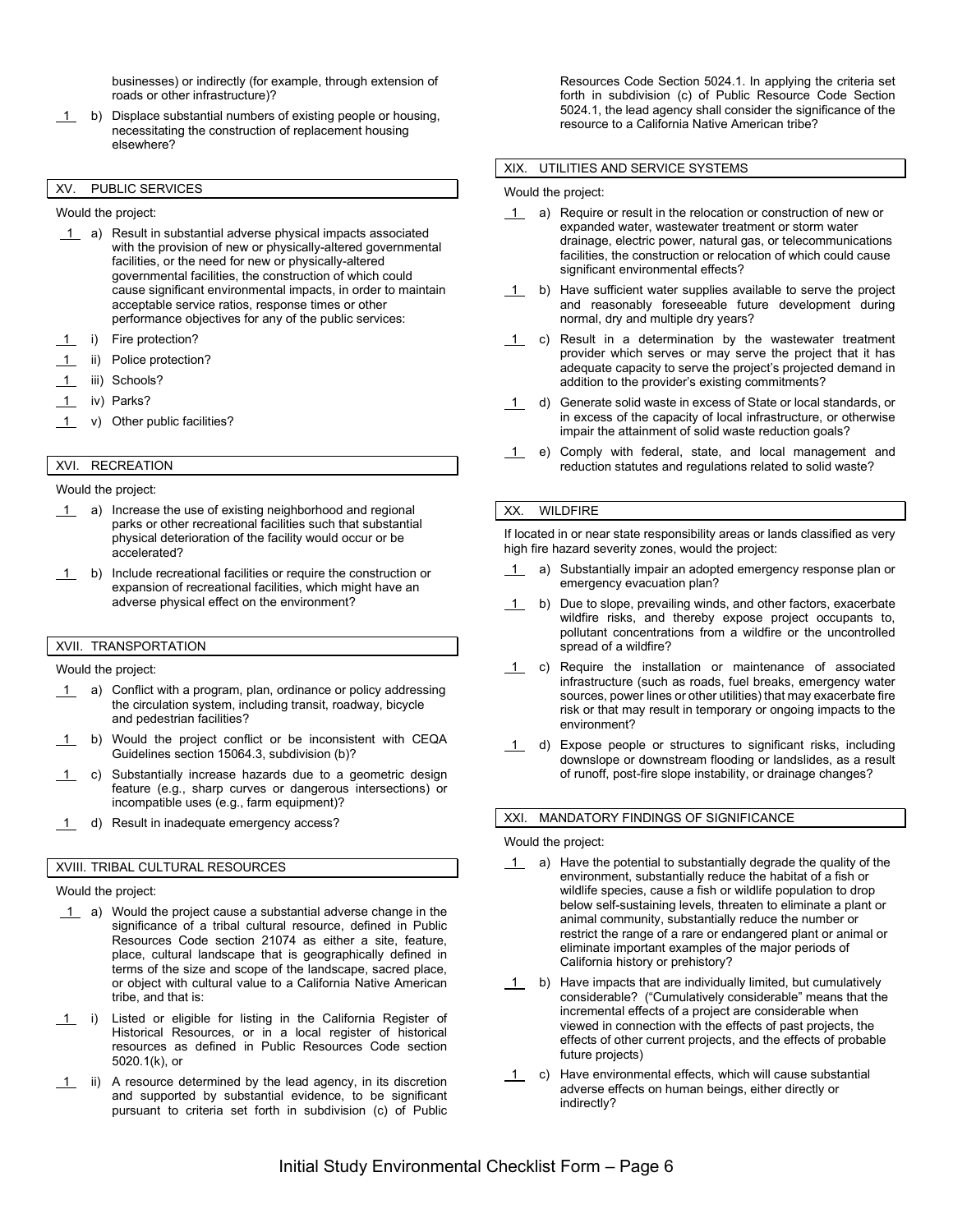businesses) or indirectly (for example, through extension of roads or other infrastructure)?

\_1\_ b) Displace substantial numbers of existing people or housing, necessitating the construction of replacement housing elsewhere?

## XV. PUBLIC SERVICES

Would the project:

\_1\_ a) Result in substantial adverse physical impacts associated with the provision of new or physically-altered governmental facilities, or the need for new or physically-altered governmental facilities, the construction of which could cause significant environmental impacts, in order to maintain acceptable service ratios, response times or other performance objectives for any of the public services:

\_1\_ i) Fire protection?

\_1\_ ii) Police protection?

\_1\_ iii) Schools?

\_1\_ iv) Parks?

\_1\_ v) Other public facilities?

## XVI. RECREATION

Would the project:

\_1\_ a) Increase the use of existing neighborhood and regional parks or other recreational facilities such that substantial physical deterioration of the facility would occur or be accelerated?

\_1\_ b) Include recreational facilities or require the construction or expansion of recreational facilities, which might have an adverse physical effect on the environment?

## XVII. TRANSPORTATION

Would the project:

\_1\_ a) Conflict with a program, plan, ordinance or policy addressing the circulation system, including transit, roadway, bicycle and pedestrian facilities?

\_1\_ b) Would the project conflict or be inconsistent with CEQA Guidelines section 15064.3, subdivision (b)?

\_1\_ c) Substantially increase hazards due to a geometric design feature (e.g., sharp curves or dangerous intersections) or incompatible uses (e.g., farm equipment)?

\_1\_ d) Result in inadequate emergency access?

## XVIII. TRIBAL CULTURAL RESOURCES

Would the project:

\_1\_ a) Would the project cause a substantial adverse change in the significance of a tribal cultural resource, defined in Public Resources Code section 21074 as either a site, feature, place, cultural landscape that is geographically defined in terms of the size and scope of the landscape, sacred place, or object with cultural value to a California Native American tribe, and that is:

\_1\_ i) Listed or eligible for listing in the California Register of Historical Resources, or in a local register of historical resources as defined in Public Resources Code section 5020.1(k), or

\_1\_ ii) A resource determined by the lead agency, in its discretion and supported by substantial evidence, to be significant pursuant to criteria set forth in subdivision (c) of Public Resources Code Section 5024.1. In applying the criteria set forth in subdivision (c) of Public Resource Code Section 5024.1, the lead agency shall consider the significance of the resource to a California Native American tribe?

## XIX. UTILITIES AND SERVICE SYSTEMS

Would the project:

\_1\_ a) Require or result in the relocation or construction of new or expanded water, wastewater treatment or storm water drainage, electric power, natural gas, or telecommunications facilities, the construction or relocation of which could cause significant environmental effects?

\_1\_ b) Have sufficient water supplies available to serve the project and reasonably foreseeable future development during normal, dry and multiple dry years?

\_1\_ c) Result in a determination by the wastewater treatment provider which serves or may serve the project that it has adequate capacity to serve the project's projected demand in addition to the provider's existing commitments?

\_1\_ d) Generate solid waste in excess of State or local standards, or in excess of the capacity of local infrastructure, or otherwise impair the attainment of solid waste reduction goals?

\_1\_ e) Comply with federal, state, and local management and reduction statutes and regulations related to solid waste?

## XX. WILDFIRE

If located in or near state responsibility areas or lands classified as very high fire hazard severity zones, would the project:

\_1\_ a) Substantially impair an adopted emergency response plan or emergency evacuation plan?

\_1\_ b) Due to slope, prevailing winds, and other factors, exacerbate wildfire risks, and thereby expose project occupants to, pollutant concentrations from a wildfire or the uncontrolled spread of a wildfire?

\_1\_ c) Require the installation or maintenance of associated infrastructure (such as roads, fuel breaks, emergency water sources, power lines or other utilities) that may exacerbate fire risk or that may result in temporary or ongoing impacts to the environment?

\_1\_ d) Expose people or structures to significant risks, including downslope or downstream flooding or landslides, as a result of runoff, post-fire slope instability, or drainage changes?

## XXI. MANDATORY FINDINGS OF SIGNIFICANCE

Would the project:

\_1\_ a) Have the potential to substantially degrade the quality of the environment, substantially reduce the habitat of a fish or wildlife species, cause a fish or wildlife population to drop below self-sustaining levels, threaten to eliminate a plant or animal community, substantially reduce the number or restrict the range of a rare or endangered plant or animal or eliminate important examples of the major periods of California history or prehistory?

\_1\_ b) Have impacts that are individually limited, but cumulatively considerable? ("Cumulatively considerable" means that the incremental effects of a project are considerable when viewed in connection with the effects of past projects, the effects of other current projects, and the effects of probable future projects)

\_1\_ c) Have environmental effects, which will cause substantial adverse effects on human beings, either directly or indirectly?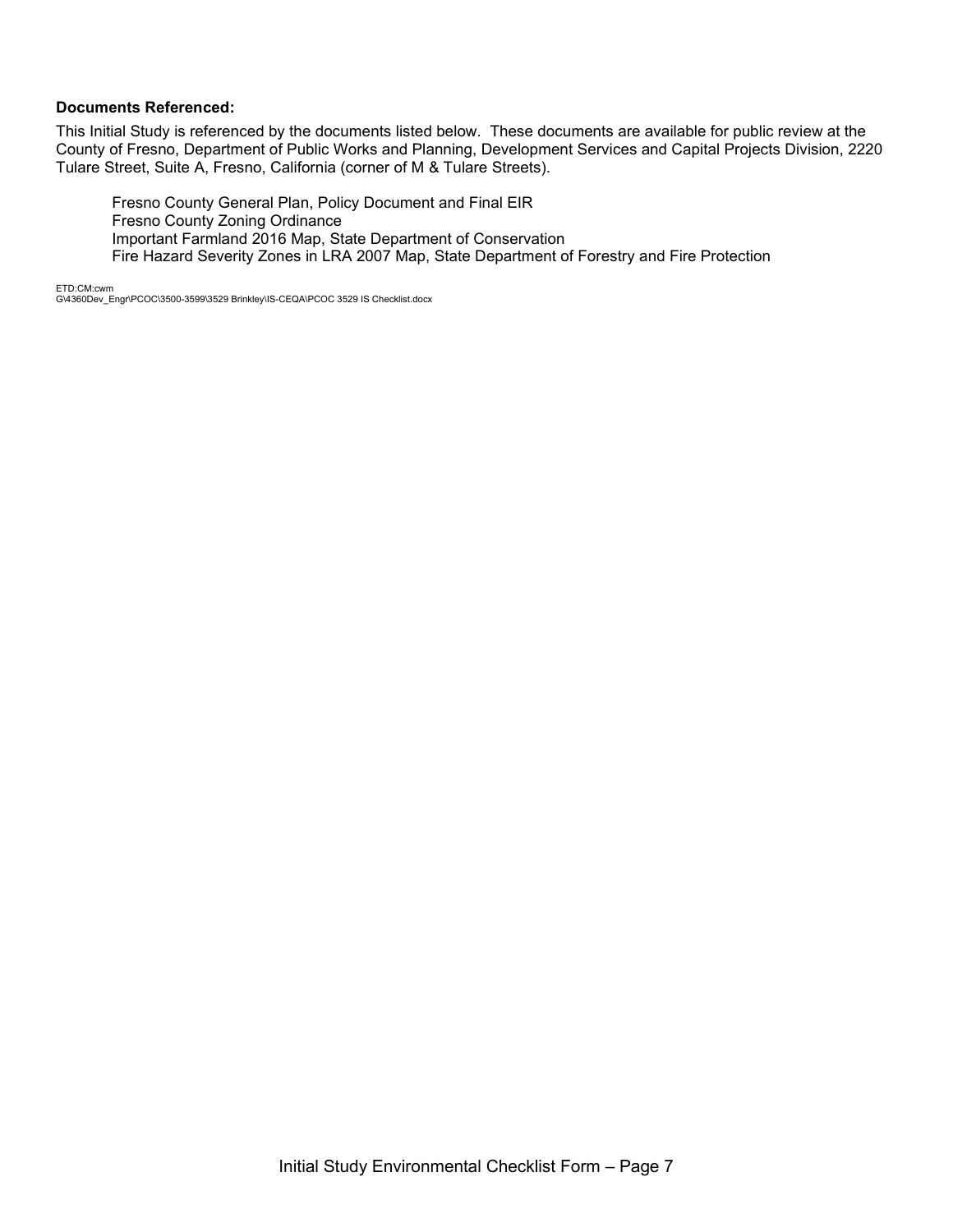**Documents Referenced:**

This Initial Study is referenced by the documents listed below. These documents are available for public review at the County of Fresno, Department of Public Works and Planning, Development Services and Capital Projects Division, 2220 Tulare Street, Suite A, Fresno, California (corner of M & Tulare Streets).

Fresno County General Plan, Policy Document and Final EIR
Fresno County Zoning Ordinance
Important Farmland 2016 Map, State Department of Conservation
Fire Hazard Severity Zones in LRA 2007 Map, State Department of Forestry and Fire Protection

ETD:CM:cwm
G\4360Dev_Engr\PCOC\3500-3599\3529 Brinkley\IS-CEQA\PCOC 3529 IS Checklist.docx